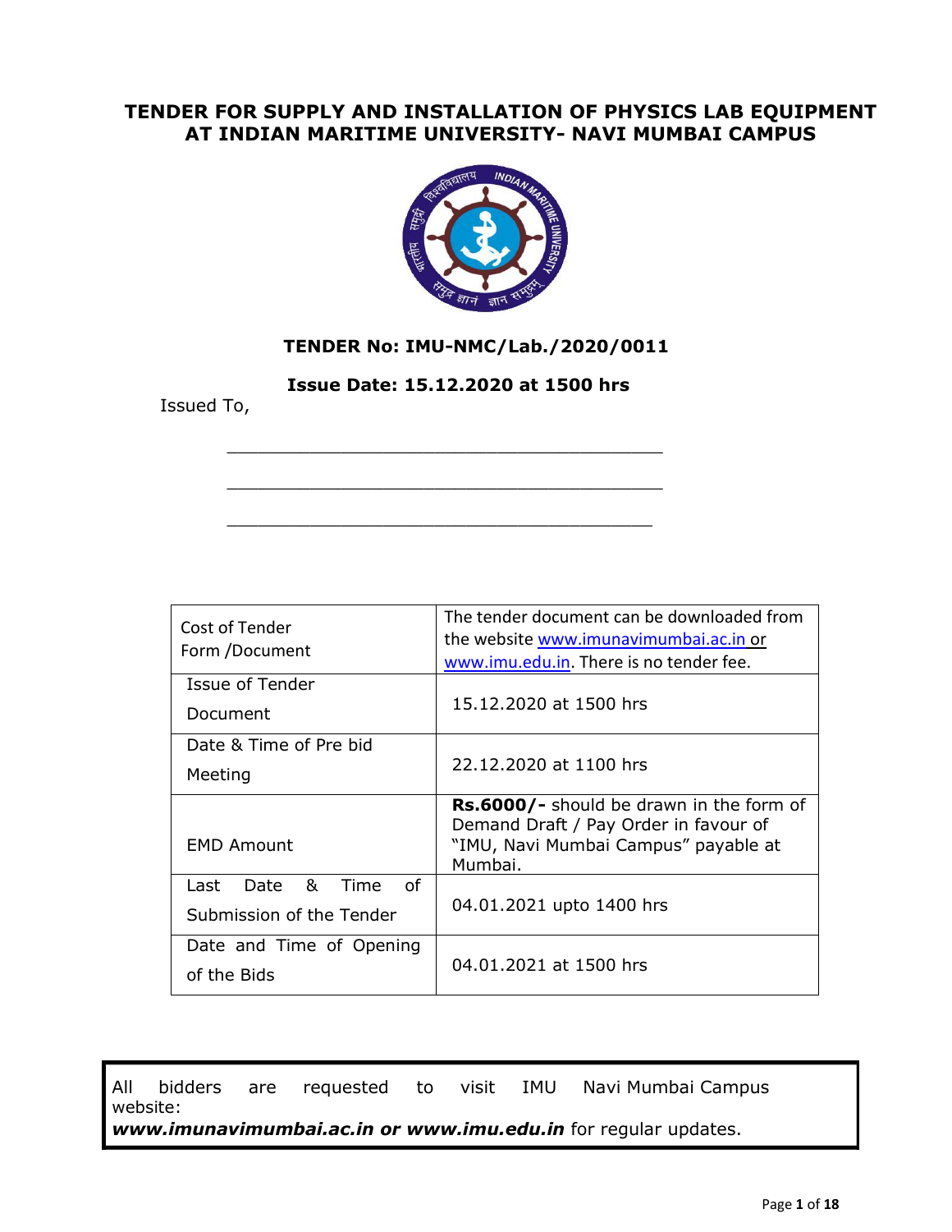# TENDER FOR SUPPLY AND INSTALLATION OF PHYSICS LAB EQUIPMENT AT INDIAN MARITIME UNIVERSITY- NAVI MUMBAI CAMPUS

**TENDER No: IMU-NMC/Lab./2020/0011**

**Issue Date: 15.12.2020 at 1500 hrs**

Issued To,

\_\_\_\_\_\_\_\_\_\_\_\_\_\_\_\_\_\_\_\_\_\_\_\_\_\_\_\_\_\_\_\_\_\_\_\_\_\_\_\_\_\_

\_\_\_\_\_\_\_\_\_\_\_\_\_\_\_\_\_\_\_\_\_\_\_\_\_\_\_\_\_\_\_\_\_\_\_\_\_\_\_\_\_\_

\_\_\_\_\_\_\_\_\_\_\_\_\_\_\_\_\_\_\_\_\_\_\_\_\_\_\_\_\_\_\_\_\_\_\_\_\_\_\_\_\_\_

| | |
|---|---|
| Cost of Tender Form /Document | The tender document can be downloaded from the website www.imunavimumbai.ac.in or www.imu.edu.in. There is no tender fee. |
| Issue of Tender Document | 15.12.2020 at 1500 hrs |
| Date & Time of Pre bid Meeting | 22.12.2020 at 1100 hrs |
| EMD Amount | **Rs.6000/-** should be drawn in the form of Demand Draft / Pay Order in favour of "IMU, Navi Mumbai Campus" payable at Mumbai. |
| Last Date & Time of Submission of the Tender | 04.01.2021 upto 1400 hrs |
| Date and Time of Opening of the Bids | 04.01.2021 at 1500 hrs |

All bidders are requested to visit IMU Navi Mumbai Campus website: ***www.imunavimumbai.ac.in or www.imu.edu.in*** for regular updates.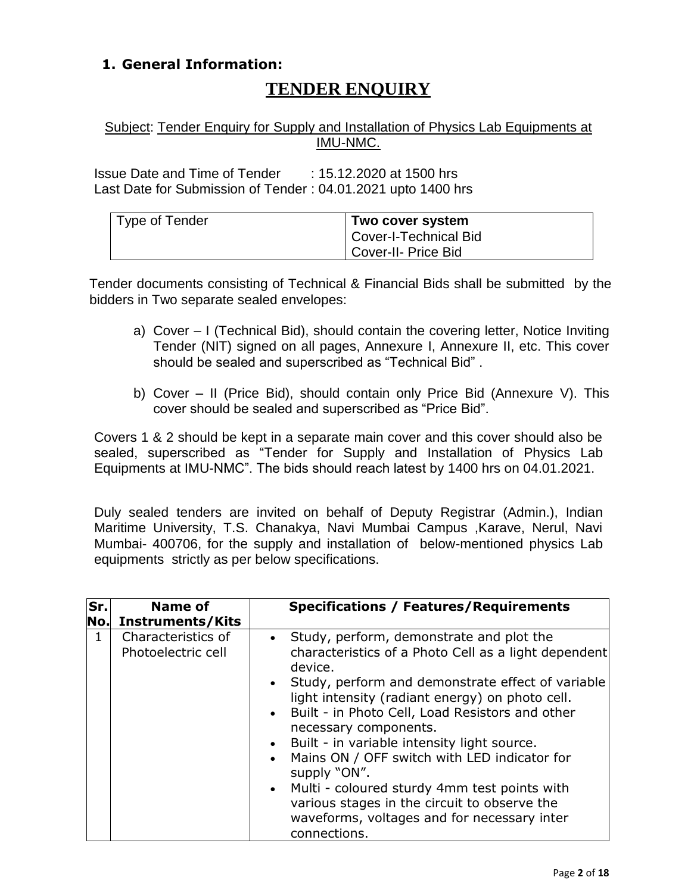## 1. General Information:

# TENDER ENQUIRY

Subject: Tender Enquiry for Supply and Installation of Physics Lab Equipments at IMU-NMC.

Issue Date and Time of Tender : 15.12.2020 at 1500 hrs
Last Date for Submission of Tender : 04.01.2021 upto 1400 hrs

| Type of Tender | **Two cover system**<br>Cover-I-Technical Bid<br>Cover-II- Price Bid |
|---|---|

Tender documents consisting of Technical & Financial Bids shall be submitted by the bidders in Two separate sealed envelopes:

a) Cover – I (Technical Bid), should contain the covering letter, Notice Inviting Tender (NIT) signed on all pages, Annexure I, Annexure II, etc. This cover should be sealed and superscribed as "Technical Bid" .

b) Cover – II (Price Bid), should contain only Price Bid (Annexure V). This cover should be sealed and superscribed as "Price Bid".

Covers 1 & 2 should be kept in a separate main cover and this cover should also be sealed, superscribed as "Tender for Supply and Installation of Physics Lab Equipments at IMU-NMC". The bids should reach latest by 1400 hrs on 04.01.2021.

Duly sealed tenders are invited on behalf of Deputy Registrar (Admin.), Indian Maritime University, T.S. Chanakya, Navi Mumbai Campus ,Karave, Nerul, Navi Mumbai- 400706, for the supply and installation of below-mentioned physics Lab equipments strictly as per below specifications.

| Sr. No. | Name of Instruments/Kits | Specifications / Features/Requirements |
|---|---|---|
| 1 | Characteristics of Photoelectric cell | • Study, perform, demonstrate and plot the characteristics of a Photo Cell as a light dependent device.<br>• Study, perform and demonstrate effect of variable light intensity (radiant energy) on photo cell.<br>• Built - in Photo Cell, Load Resistors and other necessary components.<br>• Built - in variable intensity light source.<br>• Mains ON / OFF switch with LED indicator for supply "ON".<br>• Multi - coloured sturdy 4mm test points with various stages in the circuit to observe the waveforms, voltages and for necessary inter connections. |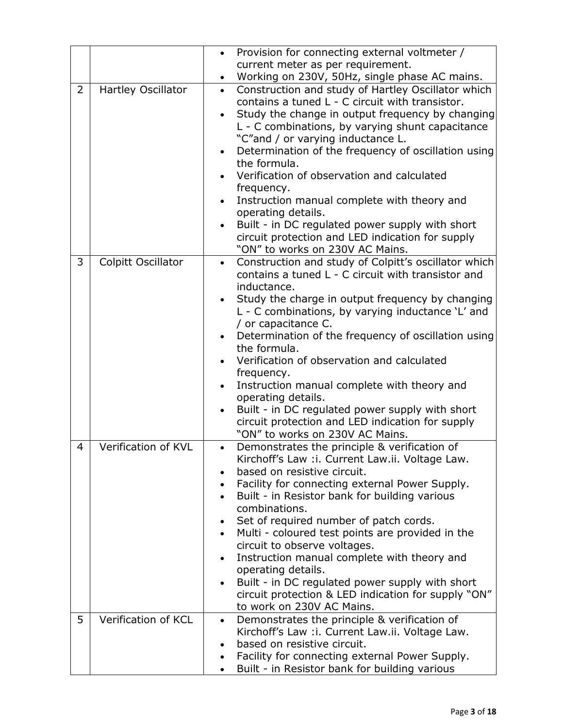|   |   |   |
|---|---|---|
|   |   | • Provision for connecting external voltmeter / current meter as per requirement.<br>• Working on 230V, 50Hz, single phase AC mains. |
| 2 | Hartley Oscillator | • Construction and study of Hartley Oscillator which contains a tuned L - C circuit with transistor.<br>• Study the change in output frequency by changing L - C combinations, by varying shunt capacitance "C"and / or varying inductance L.<br>• Determination of the frequency of oscillation using the formula.<br>• Verification of observation and calculated frequency.<br>• Instruction manual complete with theory and operating details.<br>• Built - in DC regulated power supply with short circuit protection and LED indication for supply "ON" to works on 230V AC Mains. |
| 3 | Colpitt Oscillator | • Construction and study of Colpitt's oscillator which contains a tuned L - C circuit with transistor and inductance.<br>• Study the charge in output frequency by changing L - C combinations, by varying inductance 'L' and / or capacitance C.<br>• Determination of the frequency of oscillation using the formula.<br>• Verification of observation and calculated frequency.<br>• Instruction manual complete with theory and operating details.<br>• Built - in DC regulated power supply with short circuit protection and LED indication for supply "ON" to works on 230V AC Mains. |
| 4 | Verification of KVL | • Demonstrates the principle & verification of Kirchoff's Law :i. Current Law.ii. Voltage Law.<br>• based on resistive circuit.<br>• Facility for connecting external Power Supply.<br>• Built - in Resistor bank for building various combinations.<br>• Set of required number of patch cords.<br>• Multi - coloured test points are provided in the circuit to observe voltages.<br>• Instruction manual complete with theory and operating details.<br>• Built - in DC regulated power supply with short circuit protection & LED indication for supply "ON" to work on 230V AC Mains. |
| 5 | Verification of KCL | • Demonstrates the principle & verification of Kirchoff's Law :i. Current Law.ii. Voltage Law.<br>• based on resistive circuit.<br>• Facility for connecting external Power Supply.<br>• Built - in Resistor bank for building various |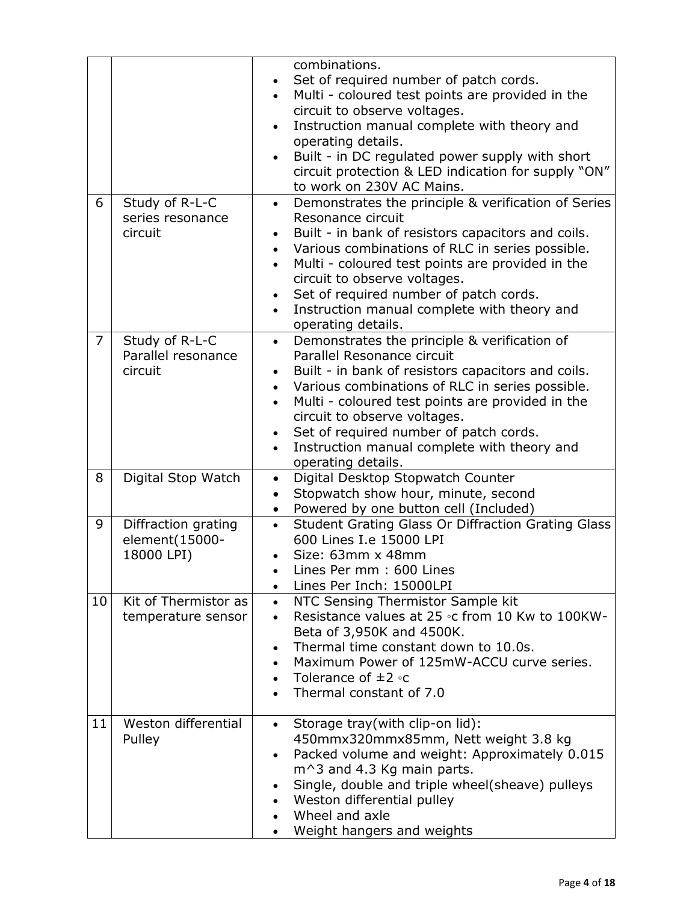| | | |
|---|---|---|
| | | combinations.<br>• Set of required number of patch cords.<br>• Multi - coloured test points are provided in the circuit to observe voltages.<br>• Instruction manual complete with theory and operating details.<br>• Built - in DC regulated power supply with short circuit protection & LED indication for supply "ON" to work on 230V AC Mains. |
| 6 | Study of R-L-C series resonance circuit | • Demonstrates the principle & verification of Series Resonance circuit<br>• Built - in bank of resistors capacitors and coils.<br>• Various combinations of RLC in series possible.<br>• Multi - coloured test points are provided in the circuit to observe voltages.<br>• Set of required number of patch cords.<br>• Instruction manual complete with theory and operating details. |
| 7 | Study of R-L-C Parallel resonance circuit | • Demonstrates the principle & verification of Parallel Resonance circuit<br>• Built - in bank of resistors capacitors and coils.<br>• Various combinations of RLC in series possible.<br>• Multi - coloured test points are provided in the circuit to observe voltages.<br>• Set of required number of patch cords.<br>• Instruction manual complete with theory and operating details. |
| 8 | Digital Stop Watch | • Digital Desktop Stopwatch Counter<br>• Stopwatch show hour, minute, second<br>• Powered by one button cell (Included) |
| 9 | Diffraction grating element(15000-18000 LPI) | • Student Grating Glass Or Diffraction Grating Glass 600 Lines I.e 15000 LPI<br>• Size: 63mm x 48mm<br>• Lines Per mm : 600 Lines<br>• Lines Per Inch: 15000LPI |
| 10 | Kit of Thermistor as temperature sensor | • NTC Sensing Thermistor Sample kit<br>• Resistance values at 25 ◦c from 10 Kw to 100KW-Beta of 3,950K and 4500K.<br>• Thermal time constant down to 10.0s.<br>• Maximum Power of 125mW-ACCU curve series.<br>• Tolerance of ±2 ◦c<br>• Thermal constant of 7.0 |
| 11 | Weston differential Pulley | • Storage tray(with clip-on lid): 450mmx320mmx85mm, Nett weight 3.8 kg<br>• Packed volume and weight: Approximately 0.015 m^3 and 4.3 Kg main parts.<br>• Single, double and triple wheel(sheave) pulleys<br>• Weston differential pulley<br>• Wheel and axle<br>• Weight hangers and weights |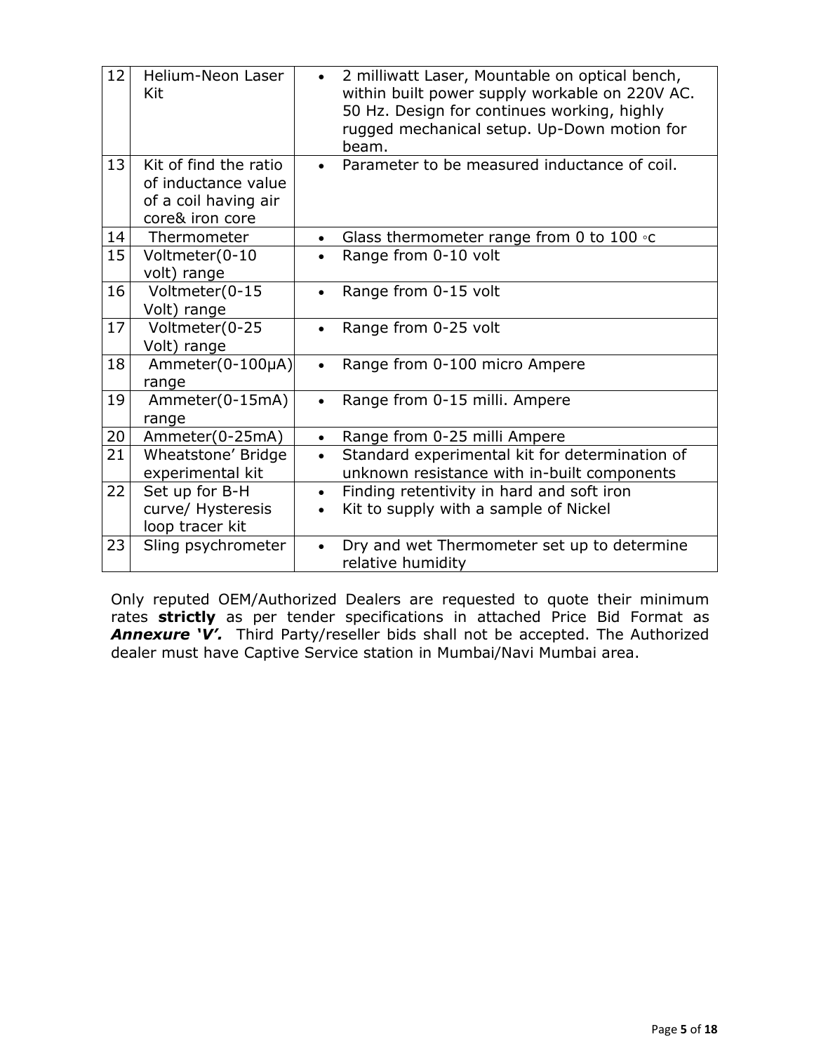| 12 | Helium-Neon Laser Kit | • 2 milliwatt Laser, Mountable on optical bench, within built power supply workable on 220V AC. 50 Hz. Design for continues working, highly rugged mechanical setup. Up-Down motion for beam. |
|---|---|---|
| 13 | Kit of find the ratio of inductance value of a coil having air core& iron core | • Parameter to be measured inductance of coil. |
| 14 | Thermometer | • Glass thermometer range from 0 to 100 ◦c |
| 15 | Voltmeter(0-10 volt) range | • Range from 0-10 volt |
| 16 | Voltmeter(0-15 Volt) range | • Range from 0-15 volt |
| 17 | Voltmeter(0-25 Volt) range | • Range from 0-25 volt |
| 18 | Ammeter(0-100μA) range | • Range from 0-100 micro Ampere |
| 19 | Ammeter(0-15mA) range | • Range from 0-15 milli. Ampere |
| 20 | Ammeter(0-25mA) | • Range from 0-25 milli Ampere |
| 21 | Wheatstone' Bridge experimental kit | • Standard experimental kit for determination of unknown resistance with in-built components |
| 22 | Set up for B-H curve/ Hysteresis loop tracer kit | • Finding retentivity in hard and soft iron<br>• Kit to supply with a sample of Nickel |
| 23 | Sling psychrometer | • Dry and wet Thermometer set up to determine relative humidity |

Only reputed OEM/Authorized Dealers are requested to quote their minimum rates **strictly** as per tender specifications in attached Price Bid Format as ***Annexure 'V'.*** Third Party/reseller bids shall not be accepted. The Authorized dealer must have Captive Service station in Mumbai/Navi Mumbai area.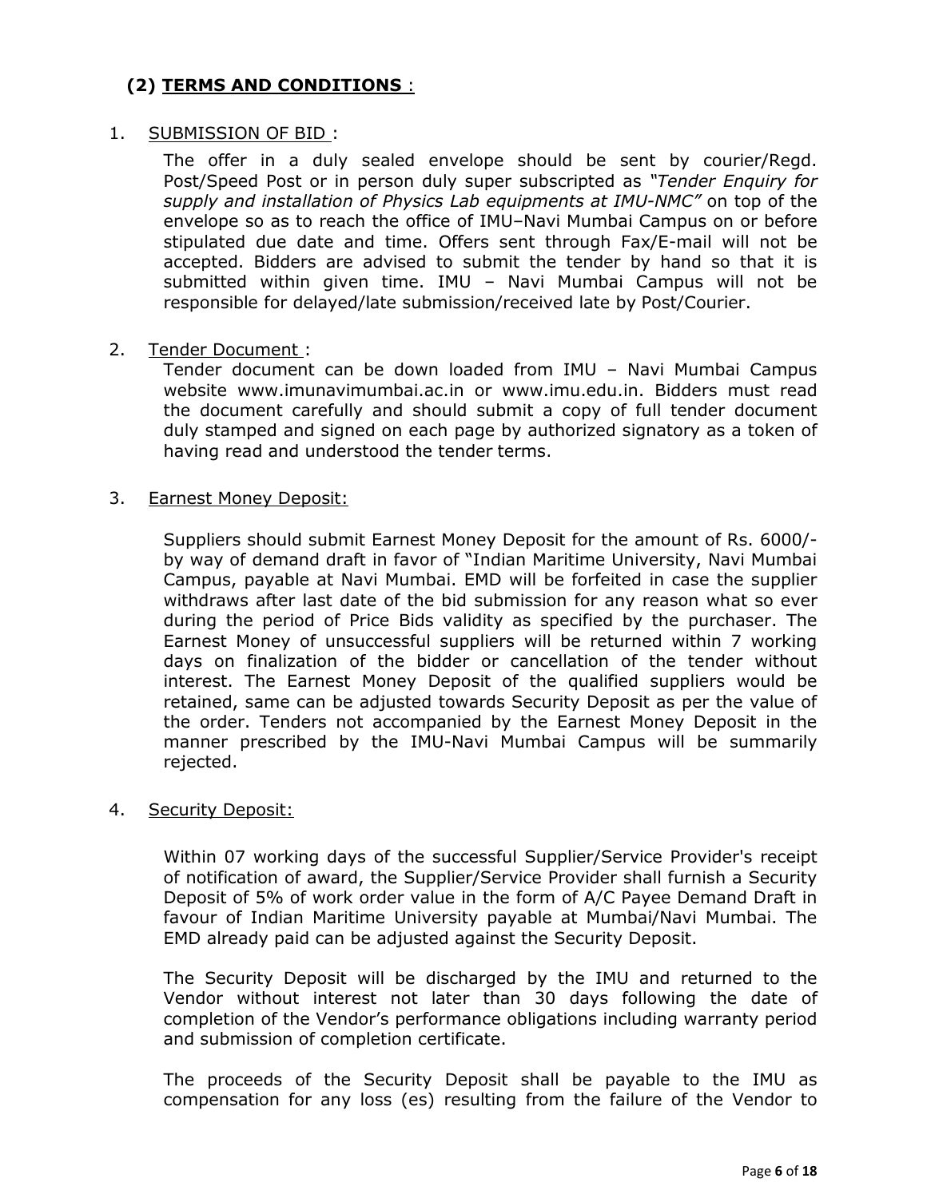## (2) <u>TERMS AND CONDITIONS</u> :

1. <u>SUBMISSION OF BID</u> :

   The offer in a duly sealed envelope should be sent by courier/Regd. Post/Speed Post or in person duly super subscripted as *"Tender Enquiry for supply and installation of Physics Lab equipments at IMU-NMC"* on top of the envelope so as to reach the office of IMU–Navi Mumbai Campus on or before stipulated due date and time. Offers sent through Fax/E-mail will not be accepted. Bidders are advised to submit the tender by hand so that it is submitted within given time. IMU – Navi Mumbai Campus will not be responsible for delayed/late submission/received late by Post/Courier.

2. <u>Tender Document</u> :

   Tender document can be down loaded from IMU – Navi Mumbai Campus website www.imunavimumbai.ac.in or www.imu.edu.in. Bidders must read the document carefully and should submit a copy of full tender document duly stamped and signed on each page by authorized signatory as a token of having read and understood the tender terms.

3. <u>Earnest Money Deposit:</u>

   Suppliers should submit Earnest Money Deposit for the amount of Rs. 6000/- by way of demand draft in favor of "Indian Maritime University, Navi Mumbai Campus, payable at Navi Mumbai. EMD will be forfeited in case the supplier withdraws after last date of the bid submission for any reason what so ever during the period of Price Bids validity as specified by the purchaser. The Earnest Money of unsuccessful suppliers will be returned within 7 working days on finalization of the bidder or cancellation of the tender without interest. The Earnest Money Deposit of the qualified suppliers would be retained, same can be adjusted towards Security Deposit as per the value of the order. Tenders not accompanied by the Earnest Money Deposit in the manner prescribed by the IMU-Navi Mumbai Campus will be summarily rejected.

4. <u>Security Deposit:</u>

   Within 07 working days of the successful Supplier/Service Provider's receipt of notification of award, the Supplier/Service Provider shall furnish a Security Deposit of 5% of work order value in the form of A/C Payee Demand Draft in favour of Indian Maritime University payable at Mumbai/Navi Mumbai. The EMD already paid can be adjusted against the Security Deposit.

   The Security Deposit will be discharged by the IMU and returned to the Vendor without interest not later than 30 days following the date of completion of the Vendor's performance obligations including warranty period and submission of completion certificate.

   The proceeds of the Security Deposit shall be payable to the IMU as compensation for any loss (es) resulting from the failure of the Vendor to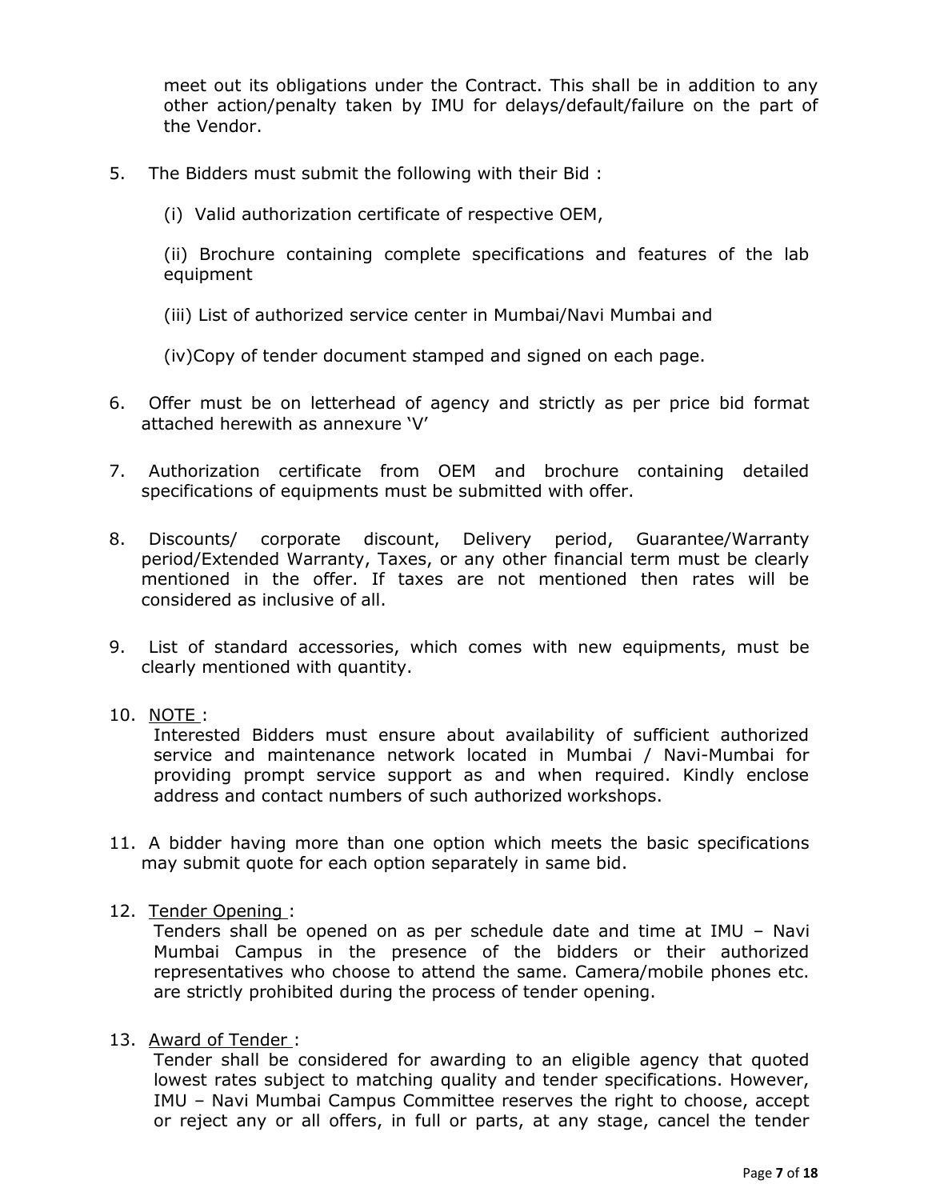meet out its obligations under the Contract. This shall be in addition to any other action/penalty taken by IMU for delays/default/failure on the part of the Vendor.

5. The Bidders must submit the following with their Bid :

   (i) Valid authorization certificate of respective OEM,

   (ii) Brochure containing complete specifications and features of the lab equipment

   (iii) List of authorized service center in Mumbai/Navi Mumbai and

   (iv)Copy of tender document stamped and signed on each page.

6. Offer must be on letterhead of agency and strictly as per price bid format attached herewith as annexure 'V'

7. Authorization certificate from OEM and brochure containing detailed specifications of equipments must be submitted with offer.

8. Discounts/ corporate discount, Delivery period, Guarantee/Warranty period/Extended Warranty, Taxes, or any other financial term must be clearly mentioned in the offer. If taxes are not mentioned then rates will be considered as inclusive of all.

9. List of standard accessories, which comes with new equipments, must be clearly mentioned with quantity.

10. <u>NOTE</u> :
    Interested Bidders must ensure about availability of sufficient authorized service and maintenance network located in Mumbai / Navi-Mumbai for providing prompt service support as and when required. Kindly enclose address and contact numbers of such authorized workshops.

11. A bidder having more than one option which meets the basic specifications may submit quote for each option separately in same bid.

12. <u>Tender Opening</u> :
    Tenders shall be opened on as per schedule date and time at IMU – Navi Mumbai Campus in the presence of the bidders or their authorized representatives who choose to attend the same. Camera/mobile phones etc. are strictly prohibited during the process of tender opening.

13. <u>Award of Tender</u> :
    Tender shall be considered for awarding to an eligible agency that quoted lowest rates subject to matching quality and tender specifications. However, IMU – Navi Mumbai Campus Committee reserves the right to choose, accept or reject any or all offers, in full or parts, at any stage, cancel the tender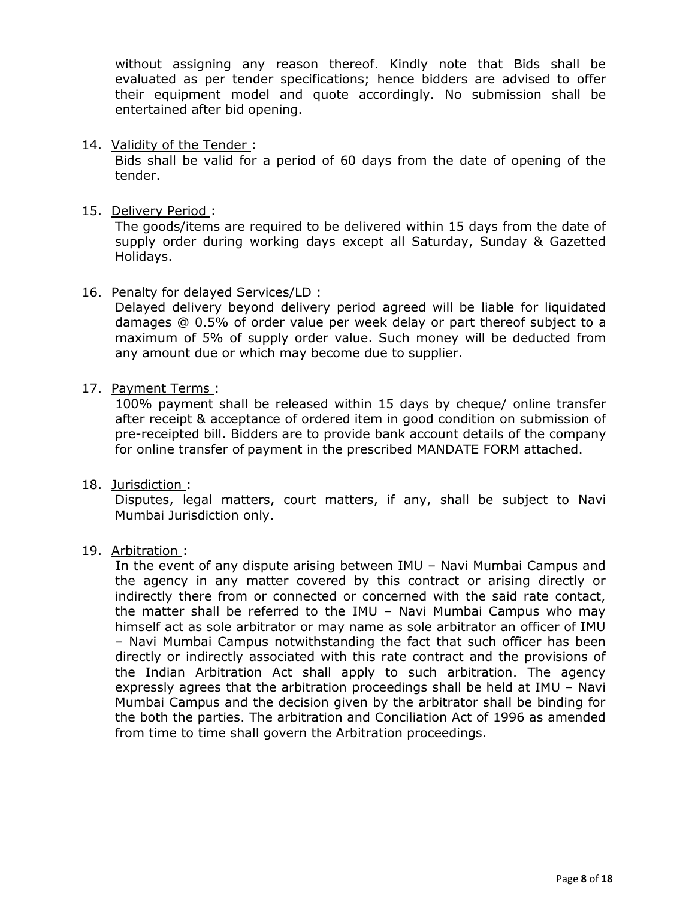without assigning any reason thereof. Kindly note that Bids shall be evaluated as per tender specifications; hence bidders are advised to offer their equipment model and quote accordingly. No submission shall be entertained after bid opening.

14. Validity of the Tender :
    Bids shall be valid for a period of 60 days from the date of opening of the tender.

15. Delivery Period :
    The goods/items are required to be delivered within 15 days from the date of supply order during working days except all Saturday, Sunday & Gazetted Holidays.

16. Penalty for delayed Services/LD :
    Delayed delivery beyond delivery period agreed will be liable for liquidated damages @ 0.5% of order value per week delay or part thereof subject to a maximum of 5% of supply order value. Such money will be deducted from any amount due or which may become due to supplier.

17. Payment Terms :
    100% payment shall be released within 15 days by cheque/ online transfer after receipt & acceptance of ordered item in good condition on submission of pre-receipted bill. Bidders are to provide bank account details of the company for online transfer of payment in the prescribed MANDATE FORM attached.

18. Jurisdiction :
    Disputes, legal matters, court matters, if any, shall be subject to Navi Mumbai Jurisdiction only.

19. Arbitration :
    In the event of any dispute arising between IMU – Navi Mumbai Campus and the agency in any matter covered by this contract or arising directly or indirectly there from or connected or concerned with the said rate contact, the matter shall be referred to the IMU – Navi Mumbai Campus who may himself act as sole arbitrator or may name as sole arbitrator an officer of IMU – Navi Mumbai Campus notwithstanding the fact that such officer has been directly or indirectly associated with this rate contract and the provisions of the Indian Arbitration Act shall apply to such arbitration. The agency expressly agrees that the arbitration proceedings shall be held at IMU – Navi Mumbai Campus and the decision given by the arbitrator shall be binding for the both the parties. The arbitration and Conciliation Act of 1996 as amended from time to time shall govern the Arbitration proceedings.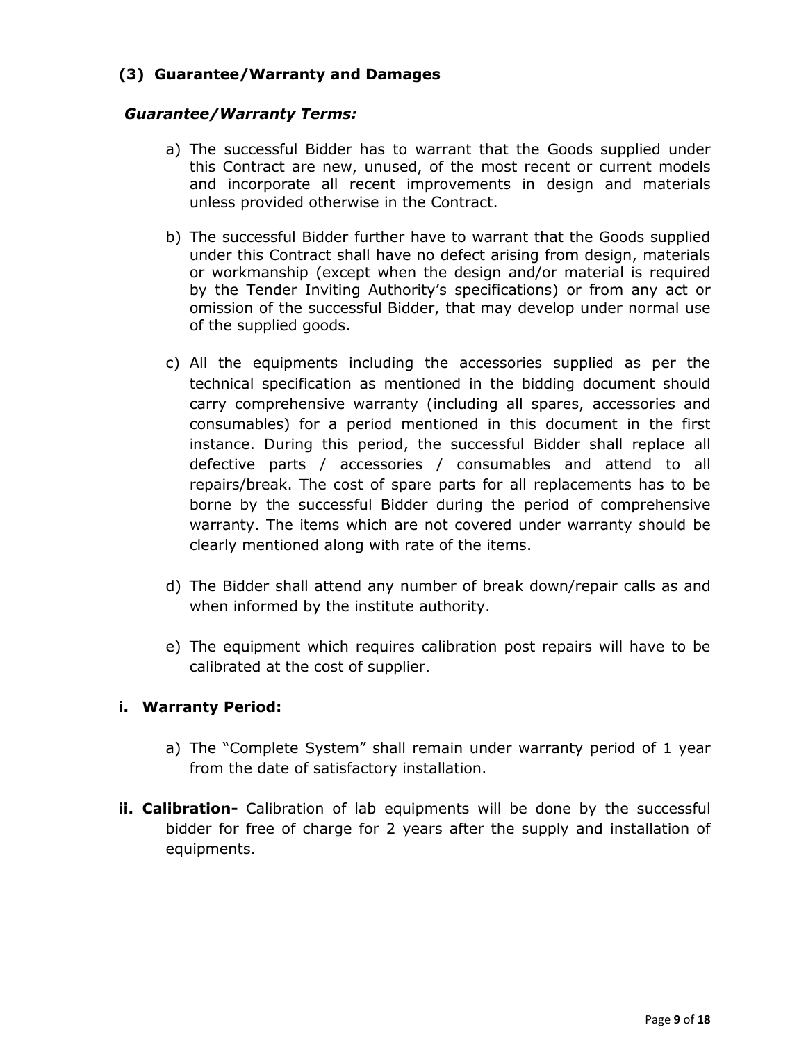### (3) Guarantee/Warranty and Damages

***Guarantee/Warranty Terms:***

a) The successful Bidder has to warrant that the Goods supplied under this Contract are new, unused, of the most recent or current models and incorporate all recent improvements in design and materials unless provided otherwise in the Contract.

b) The successful Bidder further have to warrant that the Goods supplied under this Contract shall have no defect arising from design, materials or workmanship (except when the design and/or material is required by the Tender Inviting Authority's specifications) or from any act or omission of the successful Bidder, that may develop under normal use of the supplied goods.

c) All the equipments including the accessories supplied as per the technical specification as mentioned in the bidding document should carry comprehensive warranty (including all spares, accessories and consumables) for a period mentioned in this document in the first instance. During this period, the successful Bidder shall replace all defective parts / accessories / consumables and attend to all repairs/break. The cost of spare parts for all replacements has to be borne by the successful Bidder during the period of comprehensive warranty. The items which are not covered under warranty should be clearly mentioned along with rate of the items.

d) The Bidder shall attend any number of break down/repair calls as and when informed by the institute authority.

e) The equipment which requires calibration post repairs will have to be calibrated at the cost of supplier.

**i. Warranty Period:**

a) The "Complete System" shall remain under warranty period of 1 year from the date of satisfactory installation.

**ii. Calibration-** Calibration of lab equipments will be done by the successful bidder for free of charge for 2 years after the supply and installation of equipments.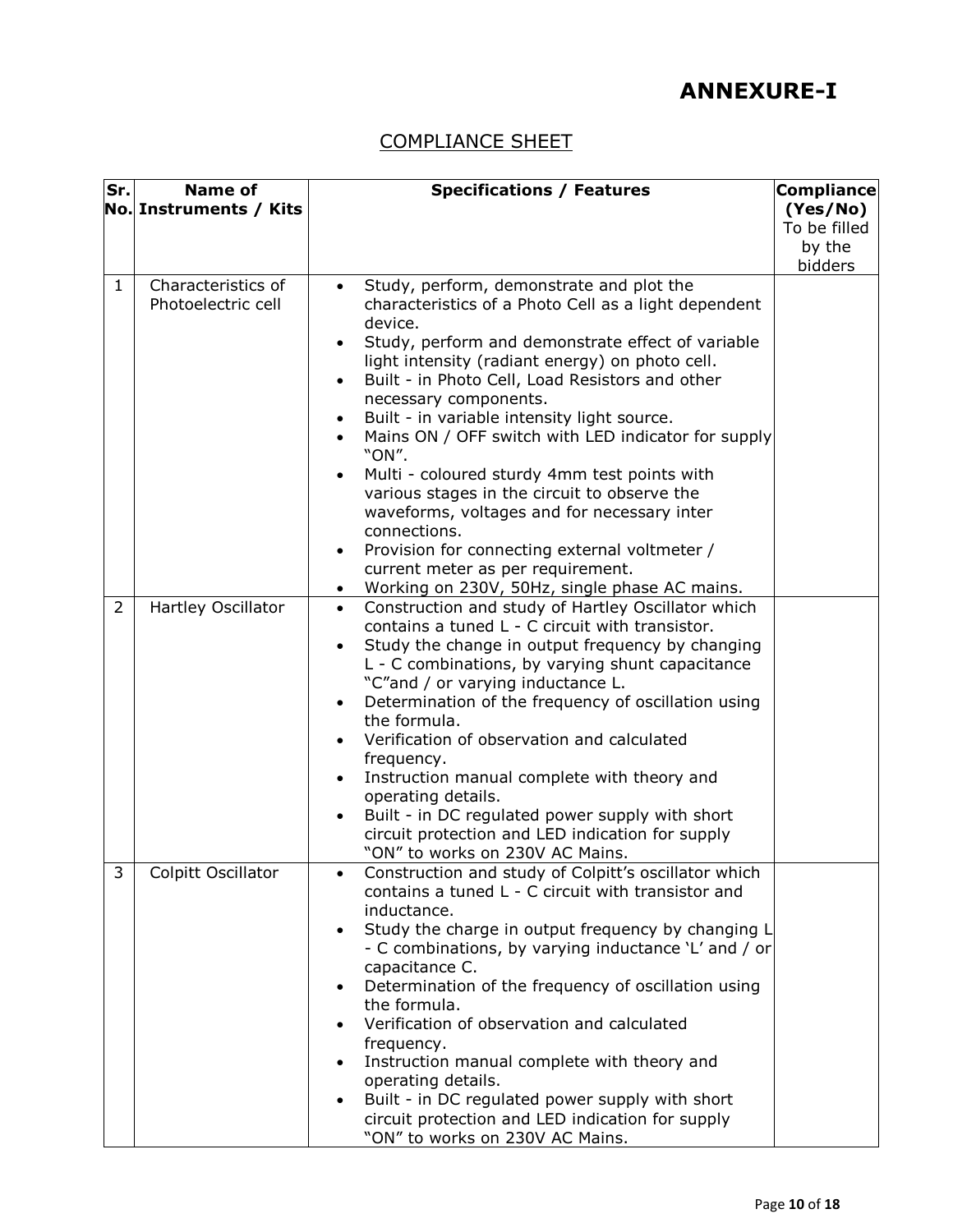# ANNEXURE-I

## COMPLIANCE SHEET

| Sr. No. | Name of Instruments / Kits | Specifications / Features | Compliance (Yes/No) To be filled by the bidders |
|---|---|---|---|
| 1 | Characteristics of Photoelectric cell | • Study, perform, demonstrate and plot the characteristics of a Photo Cell as a light dependent device.<br>• Study, perform and demonstrate effect of variable light intensity (radiant energy) on photo cell.<br>• Built - in Photo Cell, Load Resistors and other necessary components.<br>• Built - in variable intensity light source.<br>• Mains ON / OFF switch with LED indicator for supply "ON".<br>• Multi - coloured sturdy 4mm test points with various stages in the circuit to observe the waveforms, voltages and for necessary inter connections.<br>• Provision for connecting external voltmeter / current meter as per requirement.<br>• Working on 230V, 50Hz, single phase AC mains. | |
| 2 | Hartley Oscillator | • Construction and study of Hartley Oscillator which contains a tuned L - C circuit with transistor.<br>• Study the change in output frequency by changing L - C combinations, by varying shunt capacitance "C"and / or varying inductance L.<br>• Determination of the frequency of oscillation using the formula.<br>• Verification of observation and calculated frequency.<br>• Instruction manual complete with theory and operating details.<br>• Built - in DC regulated power supply with short circuit protection and LED indication for supply "ON" to works on 230V AC Mains. | |
| 3 | Colpitt Oscillator | • Construction and study of Colpitt's oscillator which contains a tuned L - C circuit with transistor and inductance.<br>• Study the charge in output frequency by changing L - C combinations, by varying inductance 'L' and / or capacitance C.<br>• Determination of the frequency of oscillation using the formula.<br>• Verification of observation and calculated frequency.<br>• Instruction manual complete with theory and operating details.<br>• Built - in DC regulated power supply with short circuit protection and LED indication for supply "ON" to works on 230V AC Mains. | |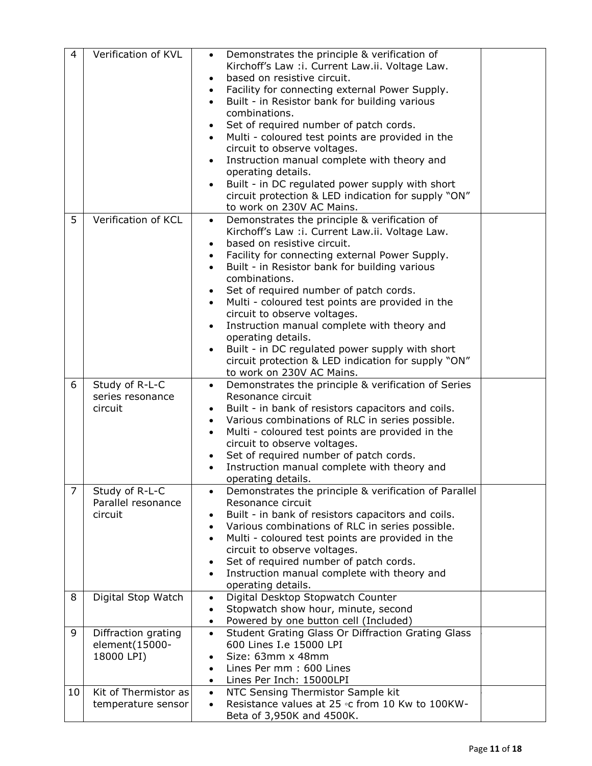| 4 | Verification of KVL | • Demonstrates the principle & verification of Kirchoff's Law :i. Current Law.ii. Voltage Law.<br>• based on resistive circuit.<br>• Facility for connecting external Power Supply.<br>• Built - in Resistor bank for building various combinations.<br>• Set of required number of patch cords.<br>• Multi - coloured test points are provided in the circuit to observe voltages.<br>• Instruction manual complete with theory and operating details.<br>• Built - in DC regulated power supply with short circuit protection & LED indication for supply "ON" to work on 230V AC Mains. | |
|---|---|---|---|
| 5 | Verification of KCL | • Demonstrates the principle & verification of Kirchoff's Law :i. Current Law.ii. Voltage Law.<br>• based on resistive circuit.<br>• Facility for connecting external Power Supply.<br>• Built - in Resistor bank for building various combinations.<br>• Set of required number of patch cords.<br>• Multi - coloured test points are provided in the circuit to observe voltages.<br>• Instruction manual complete with theory and operating details.<br>• Built - in DC regulated power supply with short circuit protection & LED indication for supply "ON" to work on 230V AC Mains. | |
| 6 | Study of R-L-C series resonance circuit | • Demonstrates the principle & verification of Series Resonance circuit<br>• Built - in bank of resistors capacitors and coils.<br>• Various combinations of RLC in series possible.<br>• Multi - coloured test points are provided in the circuit to observe voltages.<br>• Set of required number of patch cords.<br>• Instruction manual complete with theory and operating details. | |
| 7 | Study of R-L-C Parallel resonance circuit | • Demonstrates the principle & verification of Parallel Resonance circuit<br>• Built - in bank of resistors capacitors and coils.<br>• Various combinations of RLC in series possible.<br>• Multi - coloured test points are provided in the circuit to observe voltages.<br>• Set of required number of patch cords.<br>• Instruction manual complete with theory and operating details. | |
| 8 | Digital Stop Watch | • Digital Desktop Stopwatch Counter<br>• Stopwatch show hour, minute, second<br>• Powered by one button cell (Included) | |
| 9 | Diffraction grating element(15000-18000 LPI) | • Student Grating Glass Or Diffraction Grating Glass 600 Lines I.e 15000 LPI<br>• Size: 63mm x 48mm<br>• Lines Per mm : 600 Lines<br>• Lines Per Inch: 15000LPI | |
| 10 | Kit of Thermistor as temperature sensor | • NTC Sensing Thermistor Sample kit<br>• Resistance values at 25 ◦c from 10 Kw to 100KW-Beta of 3,950K and 4500K. | |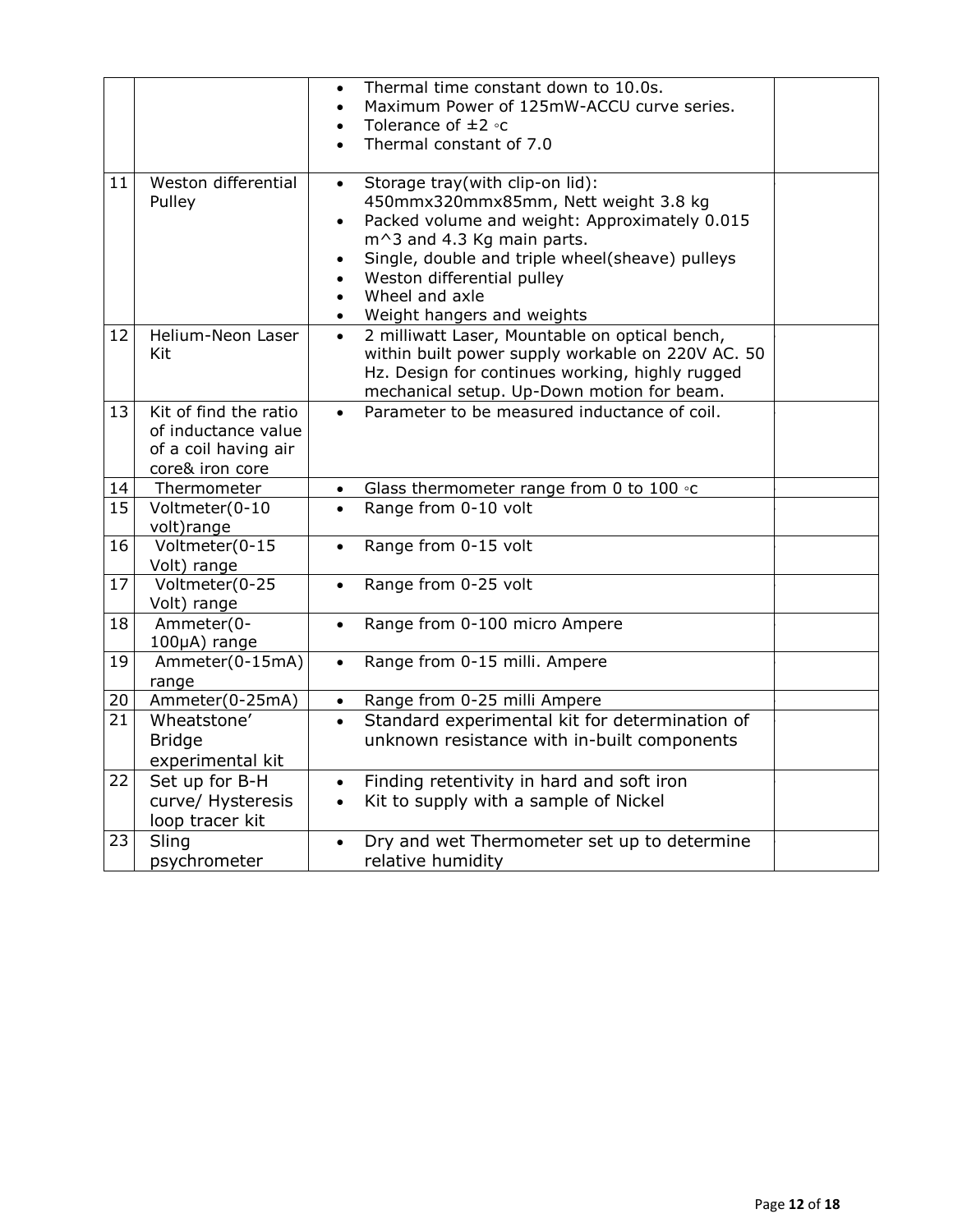| | | | |
|---|---|---|---|
| | | • Thermal time constant down to 10.0s.<br>• Maximum Power of 125mW-ACCU curve series.<br>• Tolerance of ±2 ◦c<br>• Thermal constant of 7.0 | |
| 11 | Weston differential Pulley | • Storage tray(with clip-on lid): 450mmx320mmx85mm, Nett weight 3.8 kg<br>• Packed volume and weight: Approximately 0.015 m^3 and 4.3 Kg main parts.<br>• Single, double and triple wheel(sheave) pulleys<br>• Weston differential pulley<br>• Wheel and axle<br>• Weight hangers and weights | |
| 12 | Helium-Neon Laser Kit | • 2 milliwatt Laser, Mountable on optical bench, within built power supply workable on 220V AC. 50 Hz. Design for continues working, highly rugged mechanical setup. Up-Down motion for beam. | |
| 13 | Kit of find the ratio of inductance value of a coil having air core& iron core | • Parameter to be measured inductance of coil. | |
| 14 | Thermometer | • Glass thermometer range from 0 to 100 ◦c | |
| 15 | Voltmeter(0-10 volt)range | • Range from 0-10 volt | |
| 16 | Voltmeter(0-15 Volt) range | • Range from 0-15 volt | |
| 17 | Voltmeter(0-25 Volt) range | • Range from 0-25 volt | |
| 18 | Ammeter(0-100μA) range | • Range from 0-100 micro Ampere | |
| 19 | Ammeter(0-15mA) range | • Range from 0-15 milli. Ampere | |
| 20 | Ammeter(0-25mA) | • Range from 0-25 milli Ampere | |
| 21 | Wheatstone' Bridge experimental kit | • Standard experimental kit for determination of unknown resistance with in-built components | |
| 22 | Set up for B-H curve/ Hysteresis loop tracer kit | • Finding retentivity in hard and soft iron<br>• Kit to supply with a sample of Nickel | |
| 23 | Sling psychrometer | • Dry and wet Thermometer set up to determine relative humidity | |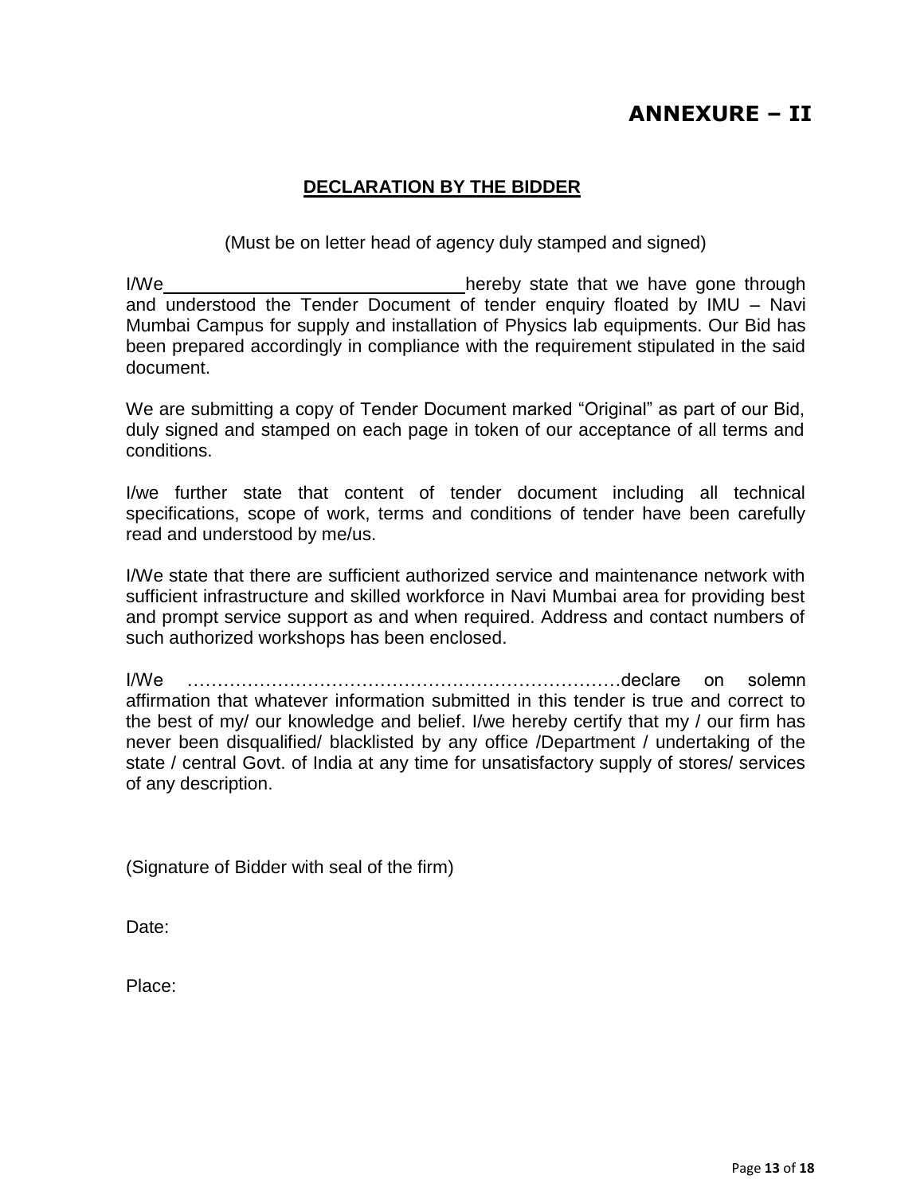# ANNEXURE – II

## DECLARATION BY THE BIDDER

(Must be on letter head of agency duly stamped and signed)

I/We ______________________________ hereby state that we have gone through and understood the Tender Document of tender enquiry floated by IMU – Navi Mumbai Campus for supply and installation of Physics lab equipments. Our Bid has been prepared accordingly in compliance with the requirement stipulated in the said document.

We are submitting a copy of Tender Document marked "Original" as part of our Bid, duly signed and stamped on each page in token of our acceptance of all terms and conditions.

I/we further state that content of tender document including all technical specifications, scope of work, terms and conditions of tender have been carefully read and understood by me/us.

I/We state that there are sufficient authorized service and maintenance network with sufficient infrastructure and skilled workforce in Navi Mumbai area for providing best and prompt service support as and when required. Address and contact numbers of such authorized workshops has been enclosed.

I/We ………………………………………………………………declare on solemn affirmation that whatever information submitted in this tender is true and correct to the best of my/ our knowledge and belief. I/we hereby certify that my / our firm has never been disqualified/ blacklisted by any office /Department / undertaking of the state / central Govt. of India at any time for unsatisfactory supply of stores/ services of any description.

(Signature of Bidder with seal of the firm)

Date:

Place: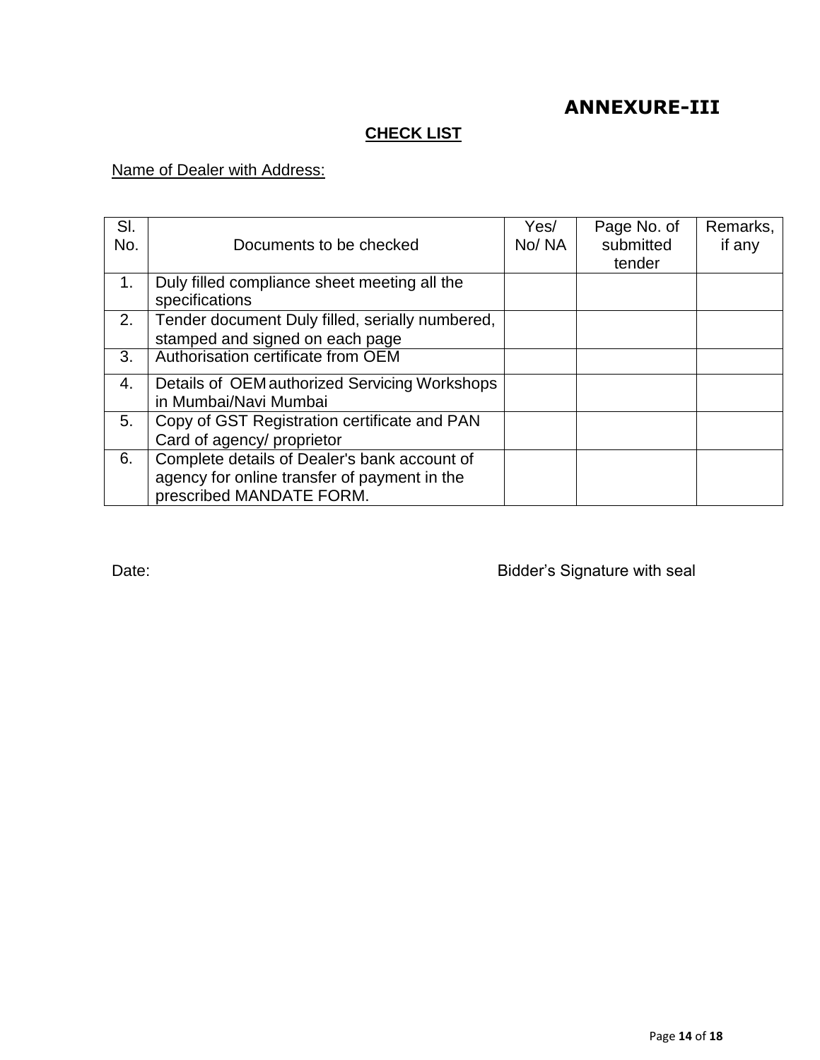## ANNEXURE-III

### CHECK LIST

Name of Dealer with Address:

| Sl. No. | Documents to be checked | Yes/ No/ NA | Page No. of submitted tender | Remarks, if any |
|---|---|---|---|---|
| 1. | Duly filled compliance sheet meeting all the specifications | | | |
| 2. | Tender document Duly filled, serially numbered, stamped and signed on each page | | | |
| 3. | Authorisation certificate from OEM | | | |
| 4. | Details of OEM authorized Servicing Workshops in Mumbai/Navi Mumbai | | | |
| 5. | Copy of GST Registration certificate and PAN Card of agency/ proprietor | | | |
| 6. | Complete details of Dealer's bank account of agency for online transfer of payment in the prescribed MANDATE FORM. | | | |

Date: Bidder's Signature with seal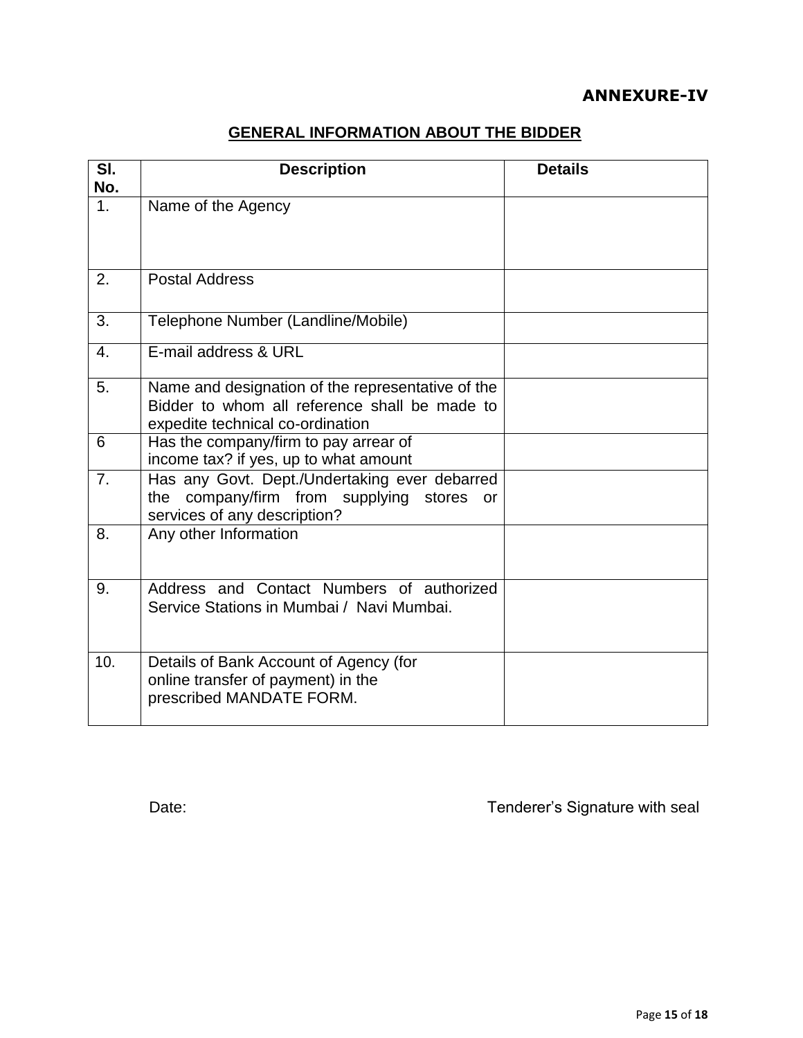**ANNEXURE-IV**

## GENERAL INFORMATION ABOUT THE BIDDER

| Sl. No. | Description | Details |
|---|---|---|
| 1. | Name of the Agency | |
| 2. | Postal Address | |
| 3. | Telephone Number (Landline/Mobile) | |
| 4. | E-mail address & URL | |
| 5. | Name and designation of the representative of the Bidder to whom all reference shall be made to expedite technical co-ordination | |
| 6 | Has the company/firm to pay arrear of income tax? if yes, up to what amount | |
| 7. | Has any Govt. Dept./Undertaking ever debarred the company/firm from supplying stores or services of any description? | |
| 8. | Any other Information | |
| 9. | Address and Contact Numbers of authorized Service Stations in Mumbai / Navi Mumbai. | |
| 10. | Details of Bank Account of Agency (for online transfer of payment) in the prescribed MANDATE FORM. | |

Date: Tenderer's Signature with seal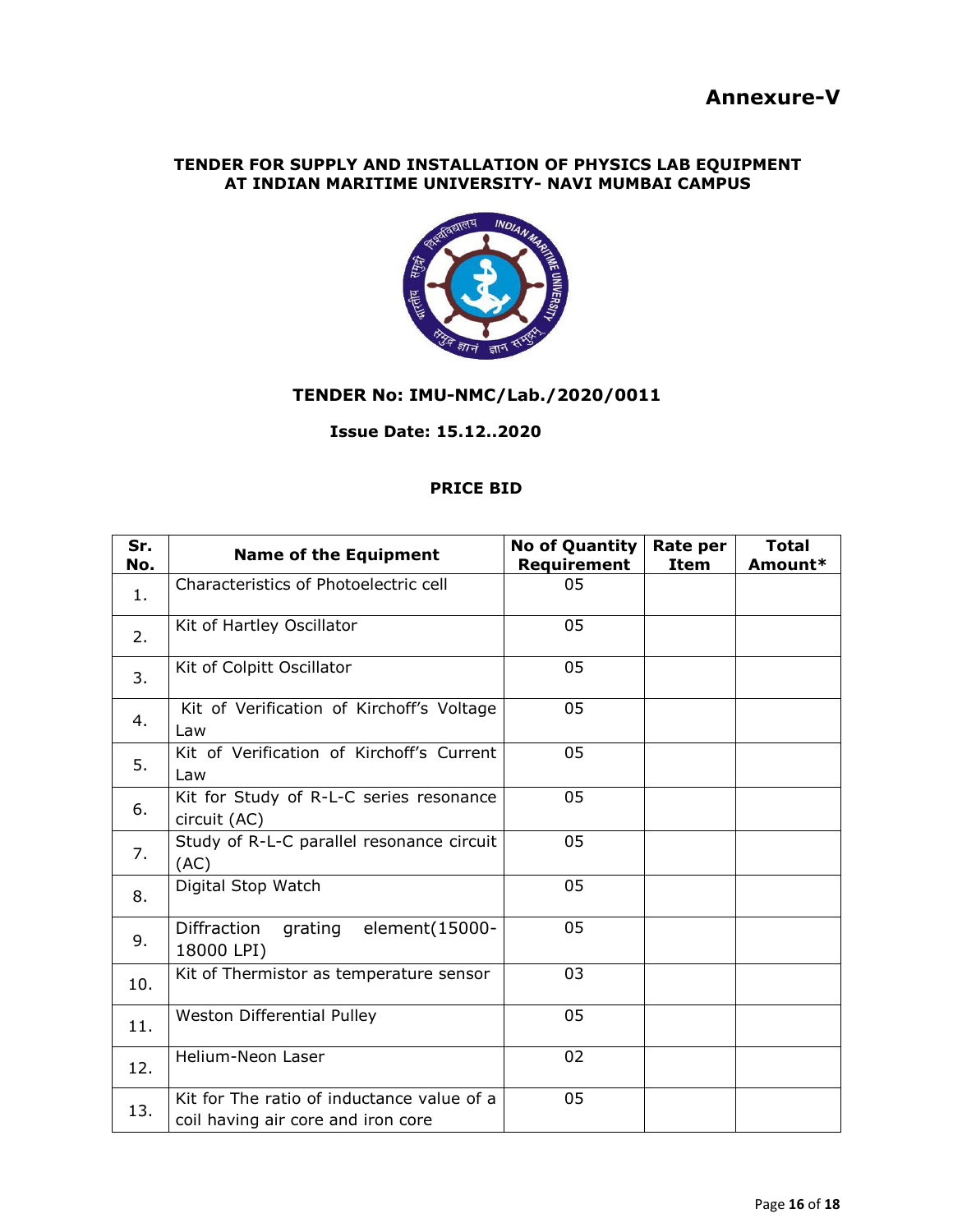# Annexure-V

**TENDER FOR SUPPLY AND INSTALLATION OF PHYSICS LAB EQUIPMENT AT INDIAN MARITIME UNIVERSITY- NAVI MUMBAI CAMPUS**

**TENDER No: IMU-NMC/Lab./2020/0011**

**Issue Date: 15.12..2020**

**PRICE BID**

| Sr. No. | Name of the Equipment | No of Quantity Requirement | Rate per Item | Total Amount* |
|---|---|---|---|---|
| 1. | Characteristics of Photoelectric cell | 05 | | |
| 2. | Kit of Hartley Oscillator | 05 | | |
| 3. | Kit of Colpitt Oscillator | 05 | | |
| 4. | Kit of Verification of Kirchoff's Voltage Law | 05 | | |
| 5. | Kit of Verification of Kirchoff's Current Law | 05 | | |
| 6. | Kit for Study of R-L-C series resonance circuit (AC) | 05 | | |
| 7. | Study of R-L-C parallel resonance circuit (AC) | 05 | | |
| 8. | Digital Stop Watch | 05 | | |
| 9. | Diffraction grating element(15000-18000 LPI) | 05 | | |
| 10. | Kit of Thermistor as temperature sensor | 03 | | |
| 11. | Weston Differential Pulley | 05 | | |
| 12. | Helium-Neon Laser | 02 | | |
| 13. | Kit for The ratio of inductance value of a coil having air core and iron core | 05 | | |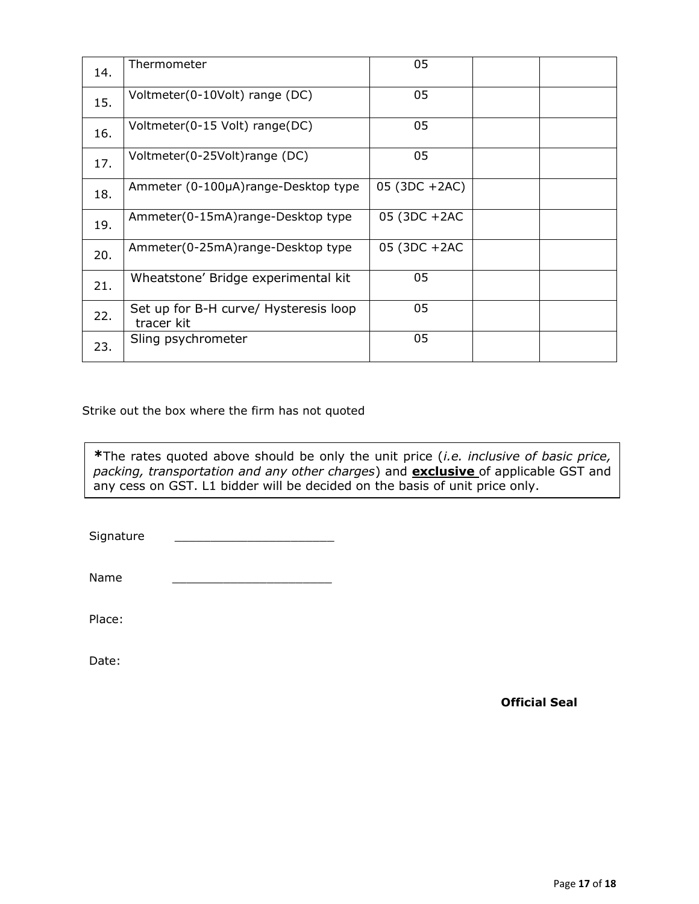| 14. | Thermometer | 05 | | |
|---|---|---|---|---|
| 15. | Voltmeter(0-10Volt) range (DC) | 05 | | |
| 16. | Voltmeter(0-15 Volt) range(DC) | 05 | | |
| 17. | Voltmeter(0-25Volt)range (DC) | 05 | | |
| 18. | Ammeter (0-100µA)range-Desktop type | 05 (3DC +2AC) | | |
| 19. | Ammeter(0-15mA)range-Desktop type | 05 (3DC +2AC | | |
| 20. | Ammeter(0-25mA)range-Desktop type | 05 (3DC +2AC | | |
| 21. | Wheatstone' Bridge experimental kit | 05 | | |
| 22. | Set up for B-H curve/ Hysteresis loop tracer kit | 05 | | |
| 23. | Sling psychrometer | 05 | | |

Strike out the box where the firm has not quoted

**\***The rates quoted above should be only the unit price (*i.e. inclusive of basic price, packing, transportation and any other charges*) and **exclusive** of applicable GST and any cess on GST. L1 bidder will be decided on the basis of unit price only.

Signature ______________________

Name ______________________

Place:

Date:

**Official Seal**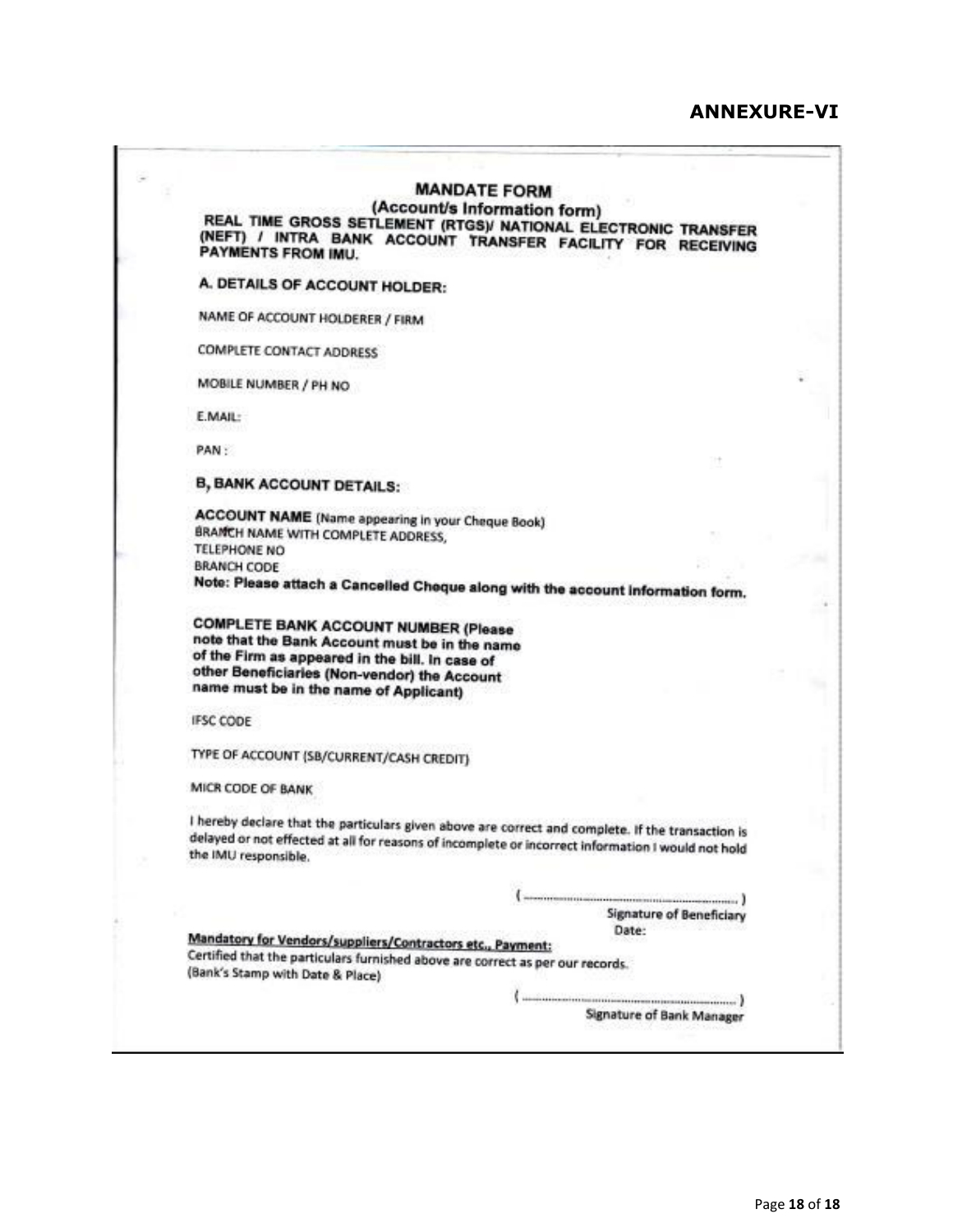# ANNEXURE-VI

## MANDATE FORM

**(Account/s Information form)**

**REAL TIME GROSS SETLEMENT (RTGS)/ NATIONAL ELECTRONIC TRANSFER (NEFT) / INTRA BANK ACCOUNT TRANSFER FACILITY FOR RECEIVING PAYMENTS FROM IMU.**

**A. DETAILS OF ACCOUNT HOLDER:**

NAME OF ACCOUNT HOLDERER / FIRM

COMPLETE CONTACT ADDRESS

MOBILE NUMBER / PH NO

E.MAIL:

PAN :

**B, BANK ACCOUNT DETAILS:**

**ACCOUNT NAME** (Name appearing in your Cheque Book)
BRANCH NAME WITH COMPLETE ADDRESS,
TELEPHONE NO
BRANCH CODE
**Note: Please attach a Cancelled Cheque along with the account information form.**

**COMPLETE BANK ACCOUNT NUMBER (Please note that the Bank Account must be in the name of the Firm as appeared in the bill. In case of other Beneficiaries (Non-vendor) the Account name must be in the name of Applicant)**

IFSC CODE

TYPE OF ACCOUNT (SB/CURRENT/CASH CREDIT)

MICR CODE OF BANK

I hereby declare that the particulars given above are correct and complete. If the transaction is delayed or not effected at all for reasons of incomplete or incorrect information I would not hold the IMU responsible.

(.......................................................)
Signature of Beneficiary
Date:

Mandatory for Vendors/suppliers/Contractors etc., Payment:
Certified that the particulars furnished above are correct as per our records.
(Bank's Stamp with Date & Place)

(.......................................................)
Signature of Bank Manager